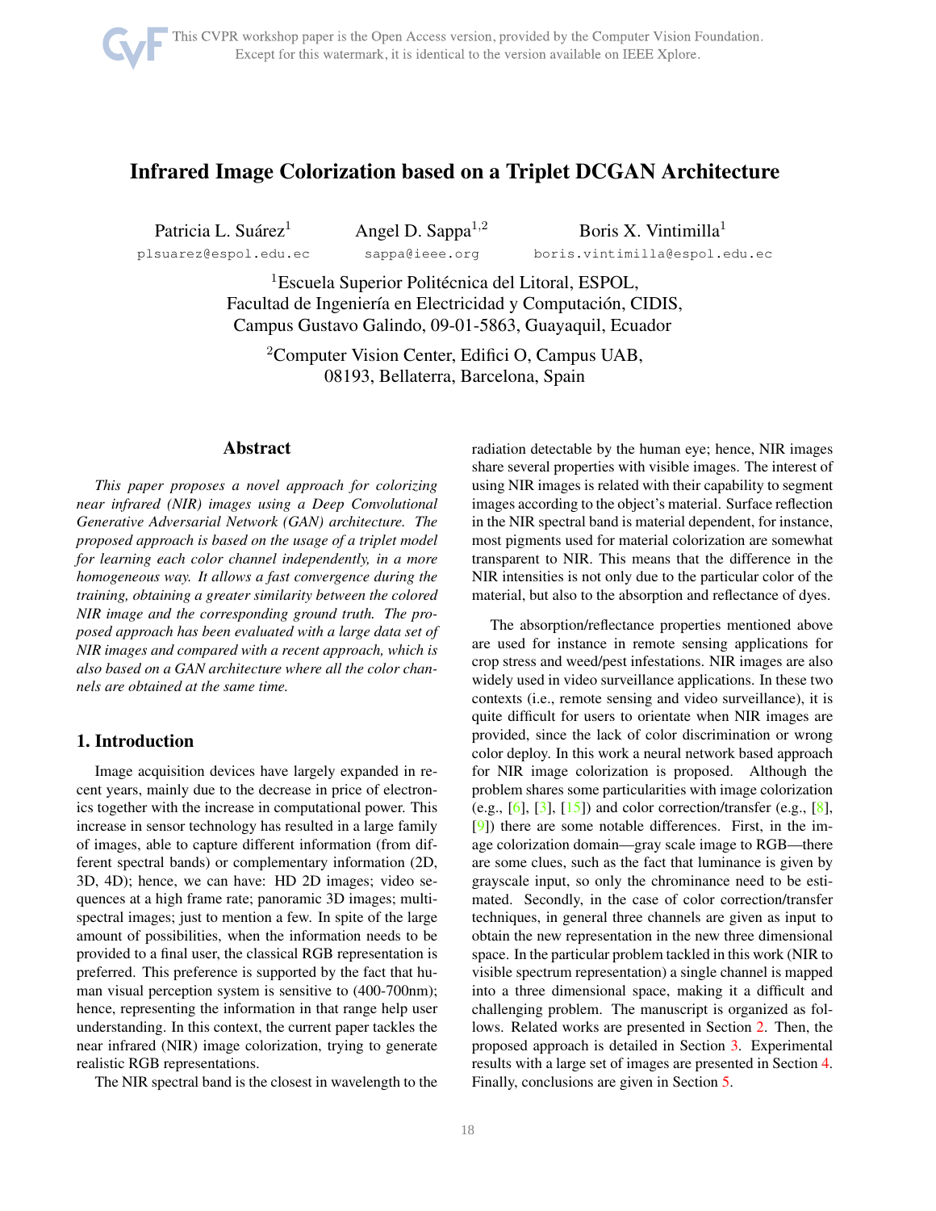# Infrared Image Colorization based on a Triplet DCGAN Architecture

Patricia L. Suárez[1] plsuarez@espol.edu.ec

Angel D. Sappa[1,2] sappa@ieee.org

Boris X. Vintimilla[1] boris.vintimilla@espol.edu.ec

[1]Escuela Superior Politécnica del Litoral, ESPOL, Facultad de Ingeniería en Electricidad y Computación, CIDIS, Campus Gustavo Galindo, 09-01-5863, Guayaquil, Ecuador

[2]Computer Vision Center, Edifici O, Campus UAB, 08193, Bellaterra, Barcelona, Spain

## Abstract

*This paper proposes a novel approach for colorizing near infrared (NIR) images using a Deep Convolutional Generative Adversarial Network (GAN) architecture. The proposed approach is based on the usage of a triplet model for learning each color channel independently, in a more homogeneous way. It allows a fast convergence during the training, obtaining a greater similarity between the colored NIR image and the corresponding ground truth. The proposed approach has been evaluated with a large data set of NIR images and compared with a recent approach, which is also based on a GAN architecture where all the color channels are obtained at the same time.*

## 1. Introduction

Image acquisition devices have largely expanded in recent years, mainly due to the decrease in price of electronics together with the increase in computational power. This increase in sensor technology has resulted in a large family of images, able to capture different information (from different spectral bands) or complementary information (2D, 3D, 4D); hence, we can have: HD 2D images; video sequences at a high frame rate; panoramic 3D images; multispectral images; just to mention a few. In spite of the large amount of possibilities, when the information needs to be provided to a final user, the classical RGB representation is preferred. This preference is supported by the fact that human visual perception system is sensitive to (400-700nm); hence, representing the information in that range help user understanding. In this context, the current paper tackles the near infrared (NIR) image colorization, trying to generate realistic RGB representations.

The NIR spectral band is the closest in wavelength to the radiation detectable by the human eye; hence, NIR images share several properties with visible images. The interest of using NIR images is related with their capability to segment images according to the object's material. Surface reflection in the NIR spectral band is material dependent, for instance, most pigments used for material colorization are somewhat transparent to NIR. This means that the difference in the NIR intensities is not only due to the particular color of the material, but also to the absorption and reflectance of dyes.

The absorption/reflectance properties mentioned above are used for instance in remote sensing applications for crop stress and weed/pest infestations. NIR images are also widely used in video surveillance applications. In these two contexts (i.e., remote sensing and video surveillance), it is quite difficult for users to orientate when NIR images are provided, since the lack of color discrimination or wrong color deploy. In this work a neural network based approach for NIR image colorization is proposed. Although the problem shares some particularities with image colorization (e.g., [6], [3], [15]) and color correction/transfer (e.g., [8], [9]) there are some notable differences. First, in the image colorization domain—gray scale image to RGB—there are some clues, such as the fact that luminance is given by grayscale input, so only the chrominance need to be estimated. Secondly, in the case of color correction/transfer techniques, in general three channels are given as input to obtain the new representation in the new three dimensional space. In the particular problem tackled in this work (NIR to visible spectrum representation) a single channel is mapped into a three dimensional space, making it a difficult and challenging problem. The manuscript is organized as follows. Related works are presented in Section 2. Then, the proposed approach is detailed in Section 3. Experimental results with a large set of images are presented in Section 4. Finally, conclusions are given in Section 5.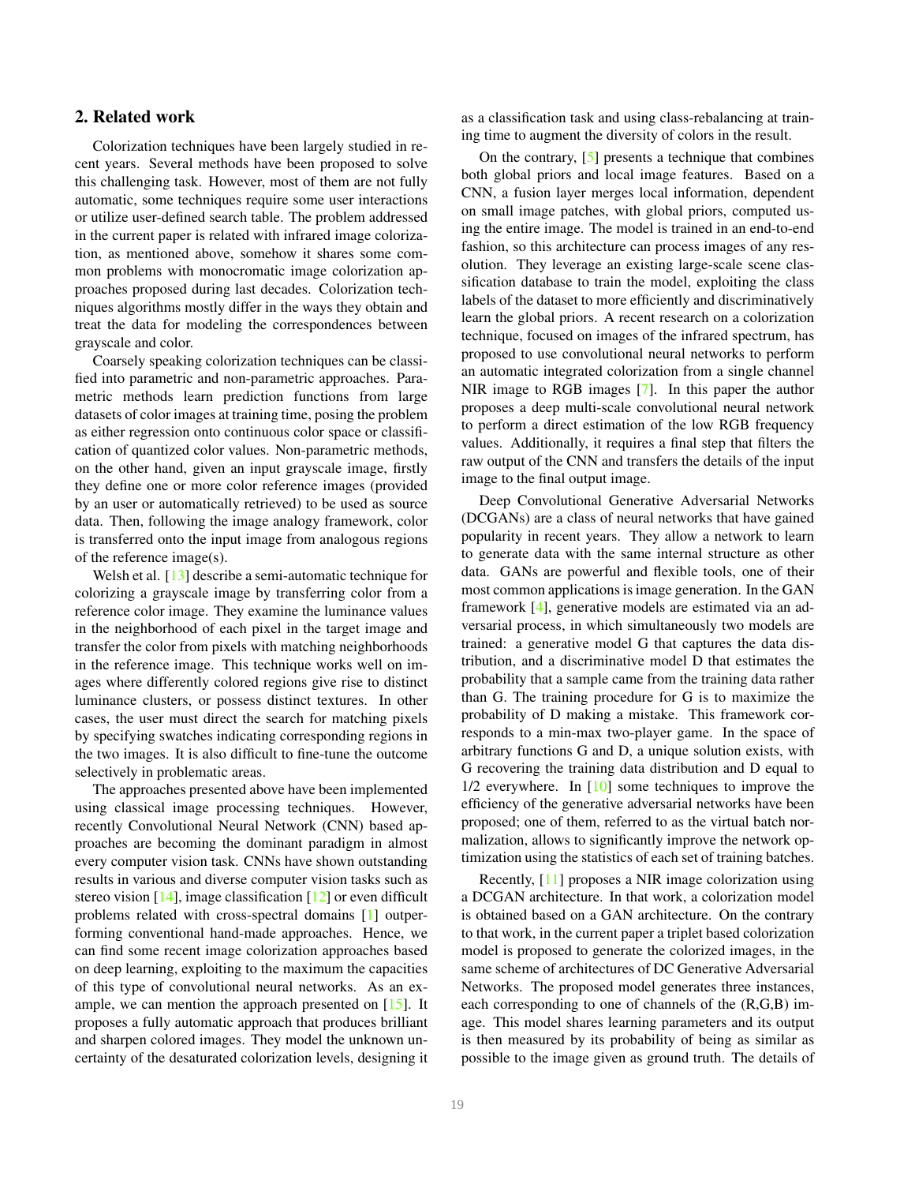## 2. Related work

Colorization techniques have been largely studied in recent years. Several methods have been proposed to solve this challenging task. However, most of them are not fully automatic, some techniques require some user interactions or utilize user-defined search table. The problem addressed in the current paper is related with infrared image colorization, as mentioned above, somehow it shares some common problems with monocromatic image colorization approaches proposed during last decades. Colorization techniques algorithms mostly differ in the ways they obtain and treat the data for modeling the correspondences between grayscale and color.

Coarsely speaking colorization techniques can be classified into parametric and non-parametric approaches. Parametric methods learn prediction functions from large datasets of color images at training time, posing the problem as either regression onto continuous color space or classification of quantized color values. Non-parametric methods, on the other hand, given an input grayscale image, firstly they define one or more color reference images (provided by an user or automatically retrieved) to be used as source data. Then, following the image analogy framework, color is transferred onto the input image from analogous regions of the reference image(s).

Welsh et al. [13] describe a semi-automatic technique for colorizing a grayscale image by transferring color from a reference color image. They examine the luminance values in the neighborhood of each pixel in the target image and transfer the color from pixels with matching neighborhoods in the reference image. This technique works well on images where differently colored regions give rise to distinct luminance clusters, or possess distinct textures. In other cases, the user must direct the search for matching pixels by specifying swatches indicating corresponding regions in the two images. It is also difficult to fine-tune the outcome selectively in problematic areas.

The approaches presented above have been implemented using classical image processing techniques. However, recently Convolutional Neural Network (CNN) based approaches are becoming the dominant paradigm in almost every computer vision task. CNNs have shown outstanding results in various and diverse computer vision tasks such as stereo vision [14], image classification [12] or even difficult problems related with cross-spectral domains [1] outperforming conventional hand-made approaches. Hence, we can find some recent image colorization approaches based on deep learning, exploiting to the maximum the capacities of this type of convolutional neural networks. As an example, we can mention the approach presented on [15]. It proposes a fully automatic approach that produces brilliant and sharpen colored images. They model the unknown uncertainty of the desaturated colorization levels, designing it as a classification task and using class-rebalancing at training time to augment the diversity of colors in the result.

On the contrary, [5] presents a technique that combines both global priors and local image features. Based on a CNN, a fusion layer merges local information, dependent on small image patches, with global priors, computed using the entire image. The model is trained in an end-to-end fashion, so this architecture can process images of any resolution. They leverage an existing large-scale scene classification database to train the model, exploiting the class labels of the dataset to more efficiently and discriminatively learn the global priors. A recent research on a colorization technique, focused on images of the infrared spectrum, has proposed to use convolutional neural networks to perform an automatic integrated colorization from a single channel NIR image to RGB images [7]. In this paper the author proposes a deep multi-scale convolutional neural network to perform a direct estimation of the low RGB frequency values. Additionally, it requires a final step that filters the raw output of the CNN and transfers the details of the input image to the final output image.

Deep Convolutional Generative Adversarial Networks (DCGANs) are a class of neural networks that have gained popularity in recent years. They allow a network to learn to generate data with the same internal structure as other data. GANs are powerful and flexible tools, one of their most common applications is image generation. In the GAN framework [4], generative models are estimated via an adversarial process, in which simultaneously two models are trained: a generative model G that captures the data distribution, and a discriminative model D that estimates the probability that a sample came from the training data rather than G. The training procedure for G is to maximize the probability of D making a mistake. This framework corresponds to a min-max two-player game. In the space of arbitrary functions G and D, a unique solution exists, with G recovering the training data distribution and D equal to 1/2 everywhere. In [10] some techniques to improve the efficiency of the generative adversarial networks have been proposed; one of them, referred to as the virtual batch normalization, allows to significantly improve the network optimization using the statistics of each set of training batches.

Recently, [11] proposes a NIR image colorization using a DCGAN architecture. In that work, a colorization model is obtained based on a GAN architecture. On the contrary to that work, in the current paper a triplet based colorization model is proposed to generate the colorized images, in the same scheme of architectures of DC Generative Adversarial Networks. The proposed model generates three instances, each corresponding to one of channels of the (R,G,B) image. This model shares learning parameters and its output is then measured by its probability of being as similar as possible to the image given as ground truth. The details of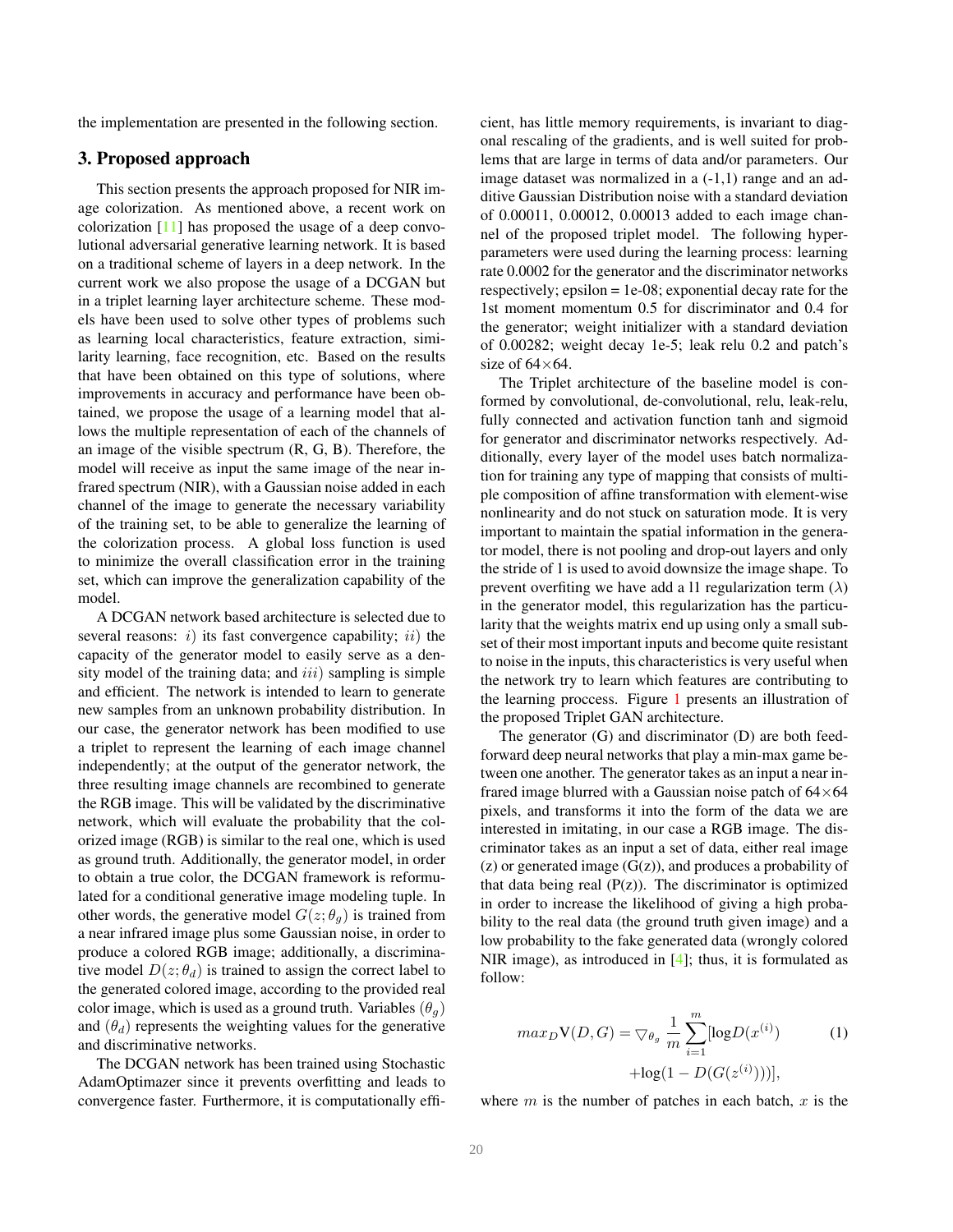the implementation are presented in the following section.

## 3. Proposed approach

This section presents the approach proposed for NIR image colorization. As mentioned above, a recent work on colorization [11] has proposed the usage of a deep convolutional adversarial generative learning network. It is based on a traditional scheme of layers in a deep network. In the current work we also propose the usage of a DCGAN but in a triplet learning layer architecture scheme. These models have been used to solve other types of problems such as learning local characteristics, feature extraction, similarity learning, face recognition, etc. Based on the results that have been obtained on this type of solutions, where improvements in accuracy and performance have been obtained, we propose the usage of a learning model that allows the multiple representation of each of the channels of an image of the visible spectrum (R, G, B). Therefore, the model will receive as input the same image of the near infrared spectrum (NIR), with a Gaussian noise added in each channel of the image to generate the necessary variability of the training set, to be able to generalize the learning of the colorization process. A global loss function is used to minimize the overall classification error in the training set, which can improve the generalization capability of the model.

A DCGAN network based architecture is selected due to several reasons: $i)$ its fast convergence capability; $ii)$ the capacity of the generator model to easily serve as a density model of the training data; and $iii)$ sampling is simple and efficient. The network is intended to learn to generate new samples from an unknown probability distribution. In our case, the generator network has been modified to use a triplet to represent the learning of each image channel independently; at the output of the generator network, the three resulting image channels are recombined to generate the RGB image. This will be validated by the discriminative network, which will evaluate the probability that the colorized image (RGB) is similar to the real one, which is used as ground truth. Additionally, the generator model, in order to obtain a true color, the DCGAN framework is reformulated for a conditional generative image modeling tuple. In other words, the generative model $G(z;\theta_g)$ is trained from a near infrared image plus some Gaussian noise, in order to produce a colored RGB image; additionally, a discriminative model $D(z;\theta_d)$ is trained to assign the correct label to the generated colored image, according to the provided real color image, which is used as a ground truth. Variables $(\theta_g)$ and $(\theta_d)$ represents the weighting values for the generative and discriminative networks.

The DCGAN network has been trained using Stochastic AdamOptimazer since it prevents overfitting and leads to convergence faster. Furthermore, it is computationally efficient, has little memory requirements, is invariant to diagonal rescaling of the gradients, and is well suited for problems that are large in terms of data and/or parameters. Our image dataset was normalized in a (-1,1) range and an additive Gaussian Distribution noise with a standard deviation of 0.00011, 0.00012, 0.00013 added to each image channel of the proposed triplet model. The following hyperparameters were used during the learning process: learning rate 0.0002 for the generator and the discriminator networks respectively; epsilon = 1e-08; exponential decay rate for the 1st moment momentum 0.5 for discriminator and 0.4 for the generator; weight initializer with a standard deviation of 0.00282; weight decay 1e-5; leak relu 0.2 and patch's size of $64\times64$.

The Triplet architecture of the baseline model is conformed by convolutional, de-convolutional, relu, leak-relu, fully connected and activation function tanh and sigmoid for generator and discriminator networks respectively. Additionally, every layer of the model uses batch normalization for training any type of mapping that consists of multiple composition of affine transformation with element-wise nonlinearity and do not stuck on saturation mode. It is very important to maintain the spatial information in the generator model, there is not pooling and drop-out layers and only the stride of 1 is used to avoid downsize the image shape. To prevent overfitting we have add a l1 regularization term ($\lambda$) in the generator model, this regularization has the particularity that the weights matrix end up using only a small subset of their most important inputs and become quite resistant to noise in the inputs, this characteristics is very useful when the network try to learn which features are contributing to the learning proccess. Figure 1 presents an illustration of the proposed Triplet GAN architecture.

The generator (G) and discriminator (D) are both feedforward deep neural networks that play a min-max game between one another. The generator takes as an input a near infrared image blurred with a Gaussian noise patch of $64\times64$ pixels, and transforms it into the form of the data we are interested in imitating, in our case a RGB image. The discriminator takes as an input a set of data, either real image (z) or generated image (G(z)), and produces a probability of that data being real (P(z)). The discriminator is optimized in order to increase the likelihood of giving a high probability to the real data (the ground truth given image) and a low probability to the fake generated data (wrongly colored NIR image), as introduced in [4]; thus, it is formulated as follow:

$$max_D \mathrm{V}(D,G) = \bigtriangledown_{\theta_g} \frac{1}{m} \sum_{i=1}^{m} [\log D(x^{(i)}) + \log(1 - D(G(z^{(i)})))], \tag{1}$$

where $m$ is the number of patches in each batch, $x$ is the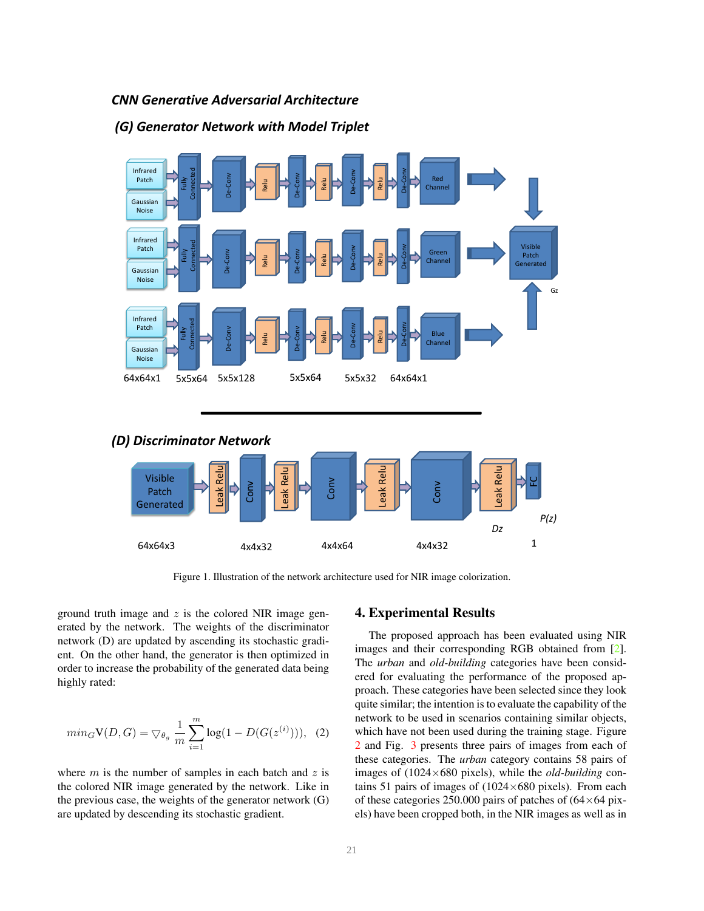*CNN Generative Adversarial Architecture*

*(G) Generator Network with Model Triplet*

Infrared Patch | Gaussian Noise | Fully Connected | De-Conv | Relu | De-Conv | Relu | De-Conv | Relu | De-Conv | Red Channel

Infrared Patch | Gaussian Noise | Fully Connected | De-Conv | Relu | De-Conv | Relu | De-Conv | Relu | De-Conv | Green Channel

Infrared Patch | Gaussian Noise | Fully Connected | De-Conv | Relu | De-Conv | Relu | De-Conv | Relu | De-Conv | Blue Channel

Visible Patch Generated — Gz

64x64x1 5x5x64 5x5x128 5x5x64 5x5x32 64x64x1

*(D) Discriminator Network*

Visible Patch Generated | Leak Relu | Conv | Leak Relu | Conv | Leak Relu | Conv | Leak Relu | FC — P(z)

64x64x3 4x4x32 4x4x64 4x4x32 Dz 1

Figure 1. Illustration of the network architecture used for NIR image colorization.

ground truth image and $z$ is the colored NIR image generated by the network. The weights of the discriminator network (D) are updated by ascending its stochastic gradient. On the other hand, the generator is then optimized in order to increase the probability of the generated data being highly rated:

$$min_G \mathrm{V}(D,G) = \bigtriangledown_{\theta_g} \frac{1}{m} \sum_{i=1}^{m} \log(1 - D(G(z^{(i)}))), \quad (2)$$

where $m$ is the number of samples in each batch and $z$ is the colored NIR image generated by the network. Like in the previous case, the weights of the generator network (G) are updated by descending its stochastic gradient.

## 4. Experimental Results

The proposed approach has been evaluated using NIR images and their corresponding RGB obtained from [2]. The *urban* and *old-building* categories have been considered for evaluating the performance of the proposed approach. These categories have been selected since they look quite similar; the intention is to evaluate the capability of the network to be used in scenarios containing similar objects, which have not been used during the training stage. Figure 2 and Fig. 3 presents three pairs of images from each of these categories. The *urban* category contains 58 pairs of images of ($1024\times680$ pixels), while the *old-building* contains 51 pairs of images of ($1024\times680$ pixels). From each of these categories 250.000 pairs of patches of ($64\times64$ pixels) have been cropped both, in the NIR images as well as in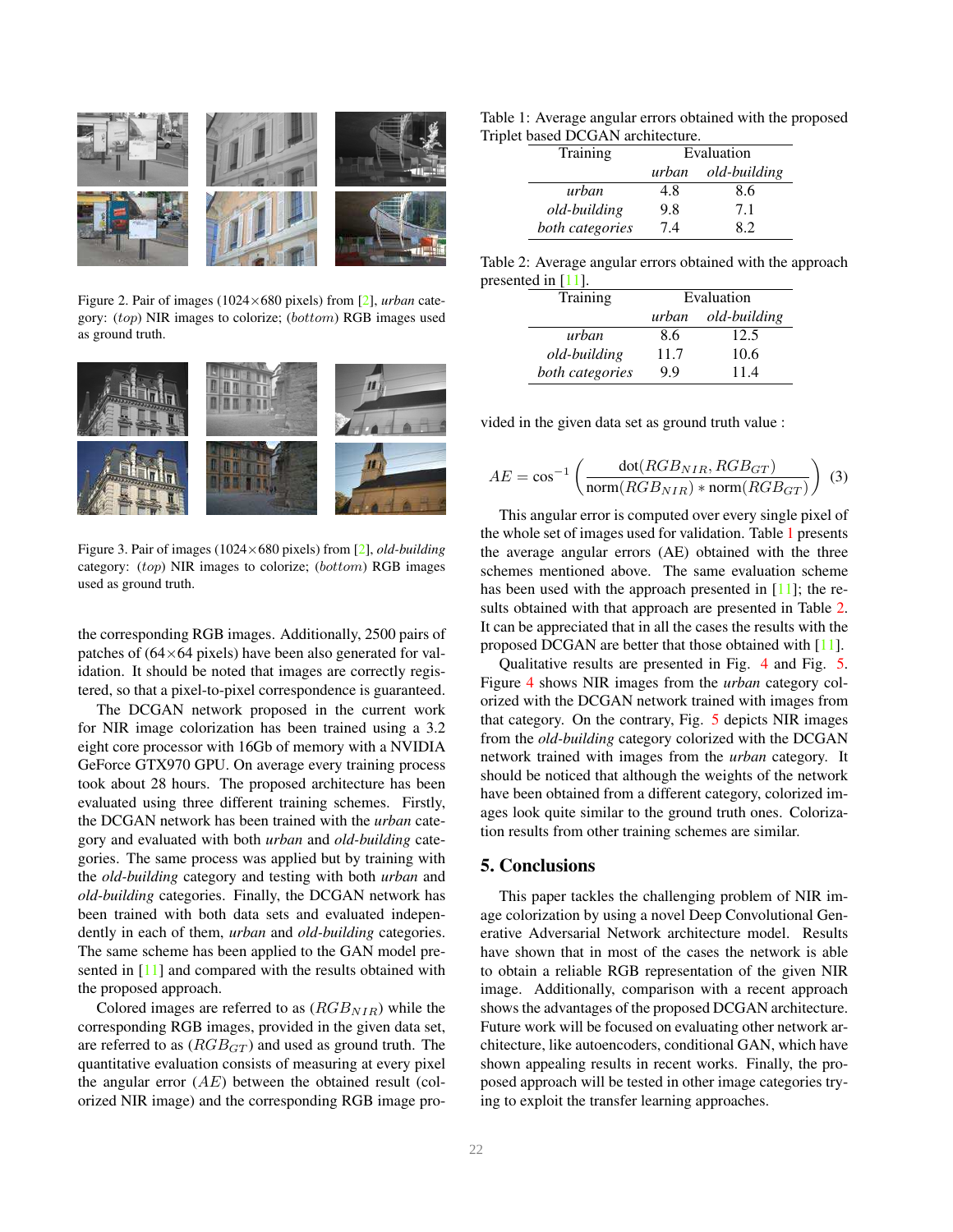Figure 2. Pair of images (1024×680 pixels) from [2], *urban* category: (*top*) NIR images to colorize; (*bottom*) RGB images used as ground truth.

Figure 3. Pair of images (1024×680 pixels) from [2], *old-building* category: (*top*) NIR images to colorize; (*bottom*) RGB images used as ground truth.

the corresponding RGB images. Additionally, 2500 pairs of patches of (64×64 pixels) have been also generated for validation. It should be noted that images are correctly registered, so that a pixel-to-pixel correspondence is guaranteed.

The DCGAN network proposed in the current work for NIR image colorization has been trained using a 3.2 eight core processor with 16Gb of memory with a NVIDIA GeForce GTX970 GPU. On average every training process took about 28 hours. The proposed architecture has been evaluated using three different training schemes. Firstly, the DCGAN network has been trained with the *urban* category and evaluated with both *urban* and *old-building* categories. The same process was applied but by training with the *old-building* category and testing with both *urban* and *old-building* categories. Finally, the DCGAN network has been trained with both data sets and evaluated independently in each of them, *urban* and *old-building* categories. The same scheme has been applied to the GAN model presented in [11] and compared with the results obtained with the proposed approach.

Colored images are referred to as $(RGB_{NIR})$ while the corresponding RGB images, provided in the given data set, are referred to as $(RGB_{GT})$ and used as ground truth. The quantitative evaluation consists of measuring at every pixel the angular error $(AE)$ between the obtained result (colorized NIR image) and the corresponding RGB image provided in the given data set as ground truth value :

$$AE = \cos^{-1}\left(\frac{\text{dot}(RGB_{NIR}, RGB_{GT})}{\text{norm}(RGB_{NIR}) * \text{norm}(RGB_{GT})}\right) \quad (3)$$

Table 1: Average angular errors obtained with the proposed Triplet based DCGAN architecture.

| Training | Evaluation | |
|---|---|---|
| | *urban* | *old-building* |
| *urban* | 4.8 | 8.6 |
| *old-building* | 9.8 | 7.1 |
| *both categories* | 7.4 | 8.2 |

Table 2: Average angular errors obtained with the approach presented in [11].

| Training | Evaluation | |
|---|---|---|
| | *urban* | *old-building* |
| *urban* | 8.6 | 12.5 |
| *old-building* | 11.7 | 10.6 |
| *both categories* | 9.9 | 11.4 |

This angular error is computed over every single pixel of the whole set of images used for validation. Table 1 presents the average angular errors (AE) obtained with the three schemes mentioned above. The same evaluation scheme has been used with the approach presented in [11]; the results obtained with that approach are presented in Table 2. It can be appreciated that in all the cases the results with the proposed DCGAN are better that those obtained with [11].

Qualitative results are presented in Fig. 4 and Fig. 5. Figure 4 shows NIR images from the *urban* category colorized with the DCGAN network trained with images from that category. On the contrary, Fig. 5 depicts NIR images from the *old-building* category colorized with the DCGAN network trained with images from the *urban* category. It should be noticed that although the weights of the network have been obtained from a different category, colorized images look quite similar to the ground truth ones. Colorization results from other training schemes are similar.

## 5. Conclusions

This paper tackles the challenging problem of NIR image colorization by using a novel Deep Convolutional Generative Adversarial Network architecture model. Results have shown that in most of the cases the network is able to obtain a reliable RGB representation of the given NIR image. Additionally, comparison with a recent approach shows the advantages of the proposed DCGAN architecture. Future work will be focused on evaluating other network architecture, like autoencoders, conditional GAN, which have shown appealing results in recent works. Finally, the proposed approach will be tested in other image categories trying to exploit the transfer learning approaches.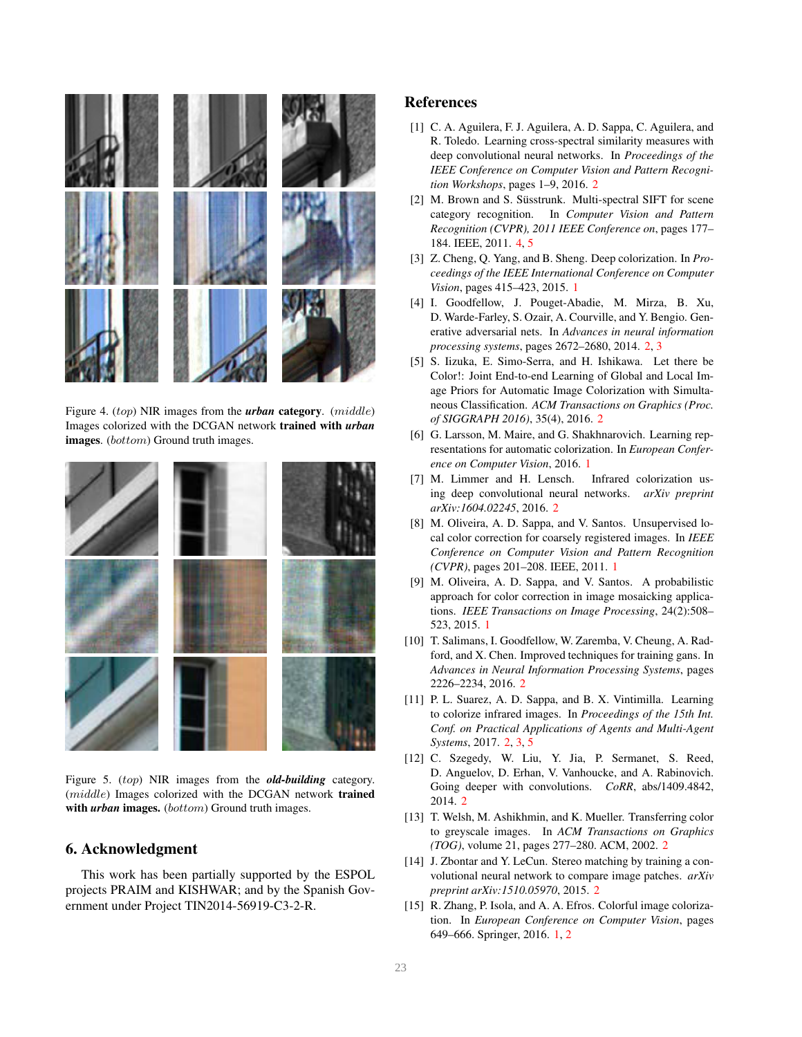Figure 4. (*top*) NIR images from the ***urban*** **category**. (*middle*) Images colorized with the DCGAN network **trained with *urban* images**. (*bottom*) Ground truth images.

Figure 5. (*top*) NIR images from the ***old-building*** category. (*middle*) Images colorized with the DCGAN network **trained with *urban* images.** (*bottom*) Ground truth images.

## 6. Acknowledgment

This work has been partially supported by the ESPOL projects PRAIM and KISHWAR; and by the Spanish Government under Project TIN2014-56919-C3-2-R.

## References

[1] C. A. Aguilera, F. J. Aguilera, A. D. Sappa, C. Aguilera, and R. Toledo. Learning cross-spectral similarity measures with deep convolutional neural networks. In *Proceedings of the IEEE Conference on Computer Vision and Pattern Recognition Workshops*, pages 1–9, 2016. 2

[2] M. Brown and S. Süsstrunk. Multi-spectral SIFT for scene category recognition. In *Computer Vision and Pattern Recognition (CVPR), 2011 IEEE Conference on*, pages 177–184. IEEE, 2011. 4, 5

[3] Z. Cheng, Q. Yang, and B. Sheng. Deep colorization. In *Proceedings of the IEEE International Conference on Computer Vision*, pages 415–423, 2015. 1

[4] I. Goodfellow, J. Pouget-Abadie, M. Mirza, B. Xu, D. Warde-Farley, S. Ozair, A. Courville, and Y. Bengio. Generative adversarial nets. In *Advances in neural information processing systems*, pages 2672–2680, 2014. 2, 3

[5] S. Iizuka, E. Simo-Serra, and H. Ishikawa. Let there be Color!: Joint End-to-end Learning of Global and Local Image Priors for Automatic Image Colorization with Simultaneous Classification. *ACM Transactions on Graphics (Proc. of SIGGRAPH 2016)*, 35(4), 2016. 2

[6] G. Larsson, M. Maire, and G. Shakhnarovich. Learning representations for automatic colorization. In *European Conference on Computer Vision*, 2016. 1

[7] M. Limmer and H. Lensch. Infrared colorization using deep convolutional neural networks. *arXiv preprint arXiv:1604.02245*, 2016. 2

[8] M. Oliveira, A. D. Sappa, and V. Santos. Unsupervised local color correction for coarsely registered images. In *IEEE Conference on Computer Vision and Pattern Recognition (CVPR)*, pages 201–208. IEEE, 2011. 1

[9] M. Oliveira, A. D. Sappa, and V. Santos. A probabilistic approach for color correction in image mosaicking applications. *IEEE Transactions on Image Processing*, 24(2):508–523, 2015. 1

[10] T. Salimans, I. Goodfellow, W. Zaremba, V. Cheung, A. Radford, and X. Chen. Improved techniques for training gans. In *Advances in Neural Information Processing Systems*, pages 2226–2234, 2016. 2

[11] P. L. Suarez, A. D. Sappa, and B. X. Vintimilla. Learning to colorize infrared images. In *Proceedings of the 15th Int. Conf. on Practical Applications of Agents and Multi-Agent Systems*, 2017. 2, 3, 5

[12] C. Szegedy, W. Liu, Y. Jia, P. Sermanet, S. Reed, D. Anguelov, D. Erhan, V. Vanhoucke, and A. Rabinovich. Going deeper with convolutions. *CoRR*, abs/1409.4842, 2014. 2

[13] T. Welsh, M. Ashikhmin, and K. Mueller. Transferring color to greyscale images. In *ACM Transactions on Graphics (TOG)*, volume 21, pages 277–280. ACM, 2002. 2

[14] J. Zbontar and Y. LeCun. Stereo matching by training a convolutional neural network to compare image patches. *arXiv preprint arXiv:1510.05970*, 2015. 2

[15] R. Zhang, P. Isola, and A. A. Efros. Colorful image colorization. In *European Conference on Computer Vision*, pages 649–666. Springer, 2016. 1, 2